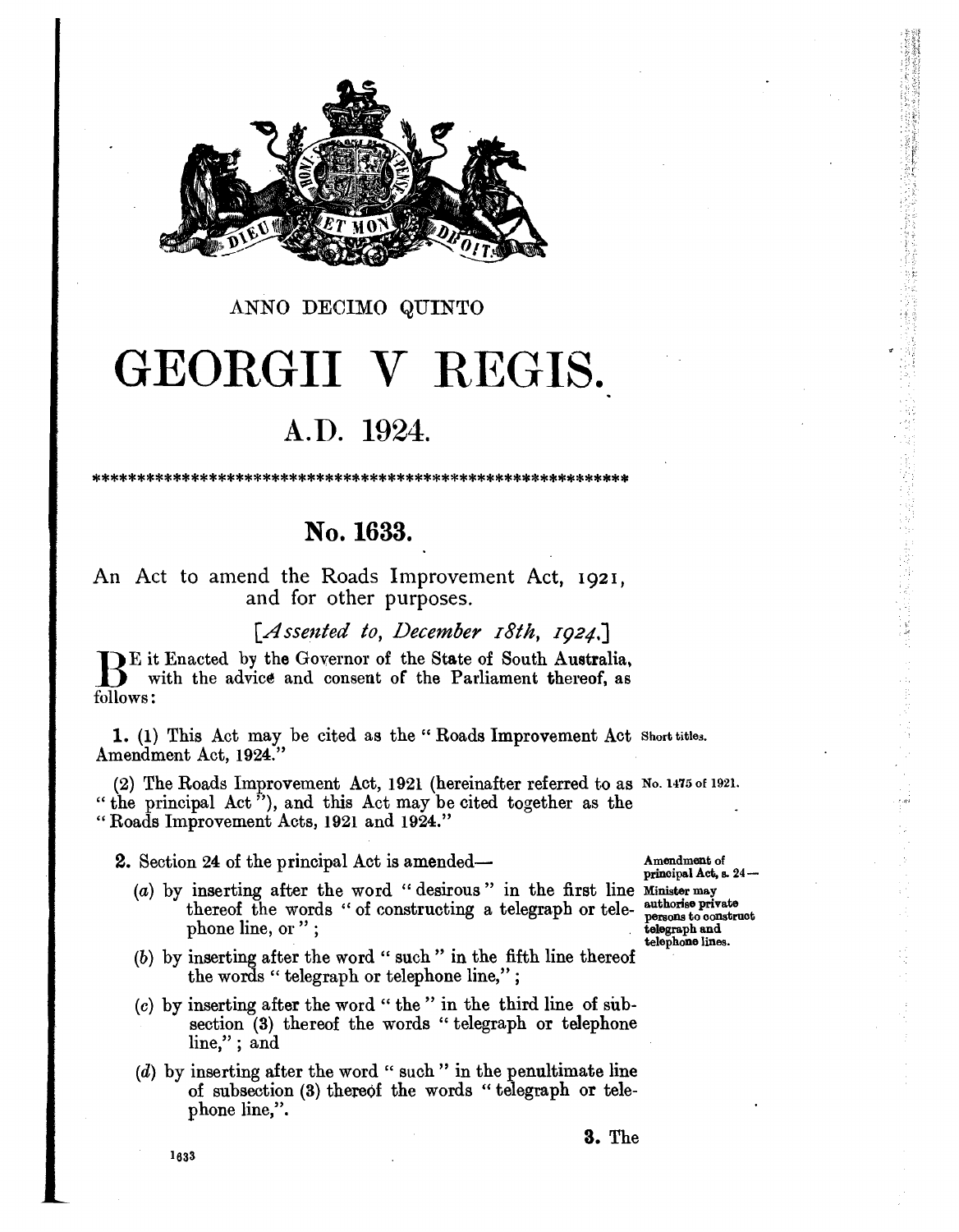ANNO DECIMO QUINTO

# GEORGII V REGIS.

## A.D. 1924.

************************************************************

## No. 1633.

An Act to amend the Roads Improvement Act, 1921, and for other purposes.

[*Assented to, December 18th, 1924.*]

BE it Enacted by the Governor of the State of South Australia, with the advice and consent of the Parliament thereof, as follows:

Short titles.

**1.** (1) This Act may be cited as the "Roads Improvement Act Amendment Act, 1924."

No. 1475 of 1921.

(2) The Roads Improvement Act, 1921 (hereinafter referred to as "the principal Act"), and this Act may be cited together as the "Roads Improvement Acts, 1921 and 1924."

Amendment of principal Act, s. 24—Minister may authorise private persons to construct telegraph and telephone lines.

**2.** Section 24 of the principal Act is amended—

(*a*) by inserting after the word "desirous" in the first line thereof the words "of constructing a telegraph or telephone line, or";

(*b*) by inserting after the word "such" in the fifth line thereof the words "telegraph or telephone line,";

(*c*) by inserting after the word "the" in the third line of subsection (3) thereof the words "telegraph or telephone line,"; and

(*d*) by inserting after the word "such" in the penultimate line of subsection (3) thereof the words "telegraph or telephone line,".

**3.** The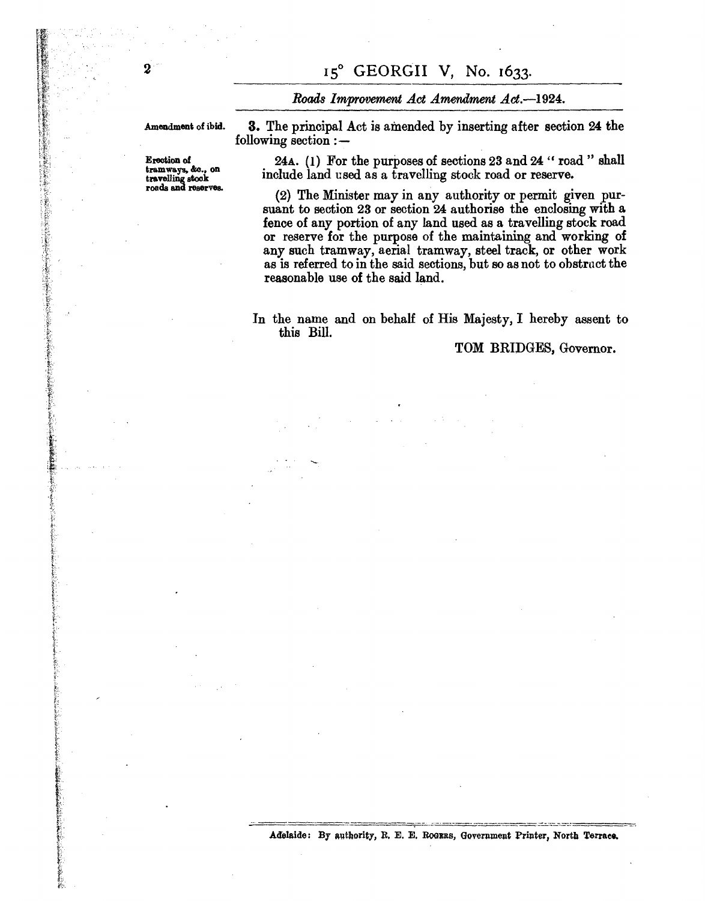Amendment of ibid.

**3.** The principal Act is amended by inserting after section 24 the following section :—

Erection of tramways, &c., on travelling stock roads and reserves.

24A. (1) For the purposes of sections 23 and 24 " road " shall include land used as a travelling stock road or reserve.

(2) The Minister may in any authority or permit given pursuant to section 23 or section 24 authorise the enclosing with a fence of any portion of any land used as a travelling stock road or reserve for the purpose of the maintaining and working of any such tramway, aerial tramway, steel track, or other work as is referred to in the said sections, but so as not to obstruct the reasonable use of the said land.

In the name and on behalf of His Majesty, I hereby assent to this Bill.

TOM BRIDGES, Governor.

Adelaide: By authority, R. E. E. ROGERS, Government Printer, North Terrace.